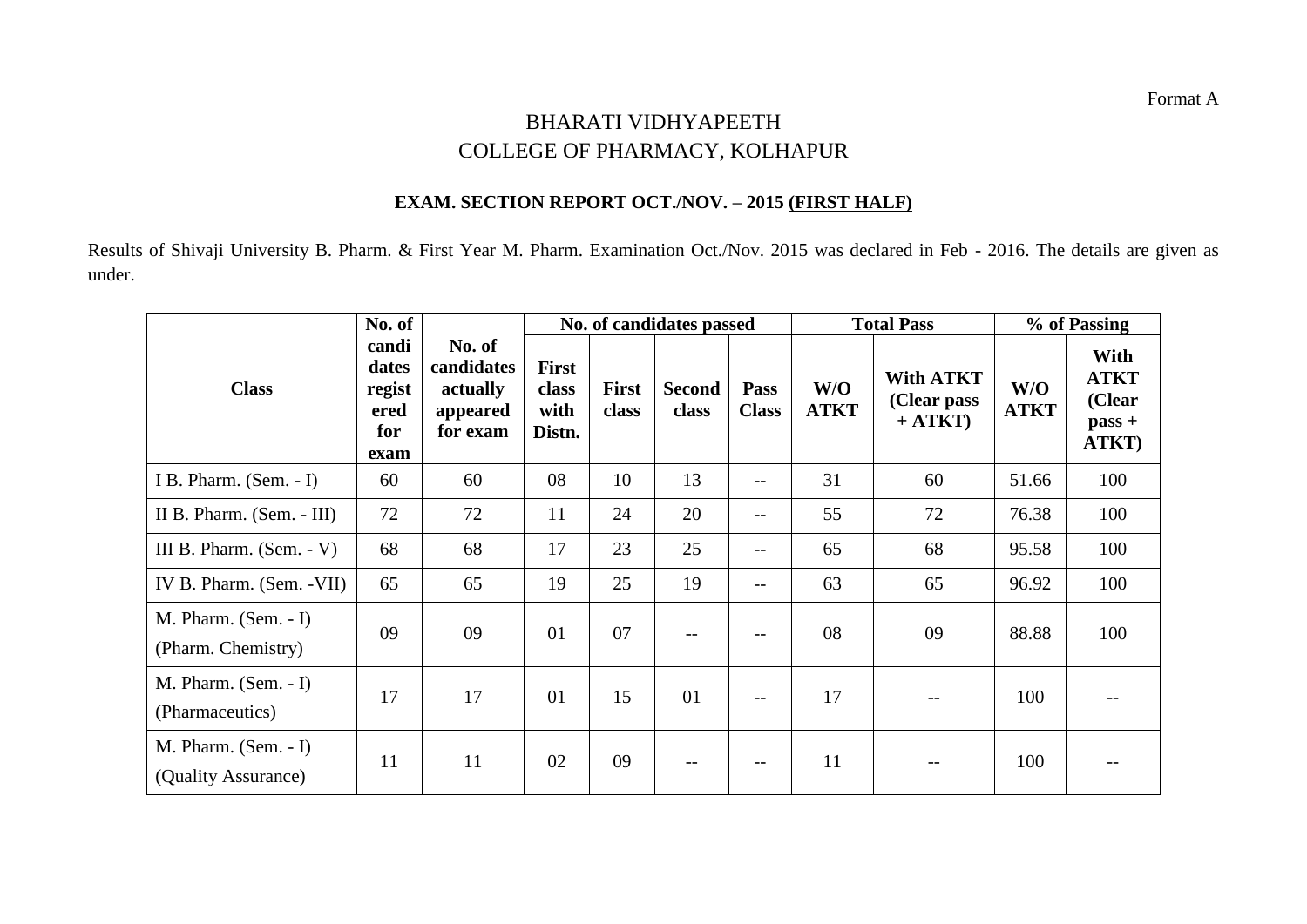Format A

# BHARATI VIDHYAPEETH
# COLLEGE OF PHARMACY, KOLHAPUR

## EXAM. SECTION REPORT OCT./NOV. – 2015 (FIRST HALF)

Results of Shivaji University B. Pharm. & First Year M. Pharm. Examination Oct./Nov. 2015 was declared in Feb - 2016. The details are given as under.

| Class | No. of candidates registered for exam | No. of candidates actually appeared for exam | No. of candidates passed | | | | Total Pass | | % of Passing | |
|---|---|---|---|---|---|---|---|---|---|---|
| | | | First class with Distn. | First class | Second class | Pass Class | W/O ATKT | With ATKT (Clear pass + ATKT) | W/O ATKT | With ATKT (Clear pass + ATKT) |
| I B. Pharm. (Sem. - I) | 60 | 60 | 08 | 10 | 13 | -- | 31 | 60 | 51.66 | 100 |
| II B. Pharm. (Sem. - III) | 72 | 72 | 11 | 24 | 20 | -- | 55 | 72 | 76.38 | 100 |
| III B. Pharm. (Sem. - V) | 68 | 68 | 17 | 23 | 25 | -- | 65 | 68 | 95.58 | 100 |
| IV B. Pharm. (Sem. -VII) | 65 | 65 | 19 | 25 | 19 | -- | 63 | 65 | 96.92 | 100 |
| M. Pharm. (Sem. - I) (Pharm. Chemistry) | 09 | 09 | 01 | 07 | -- | -- | 08 | 09 | 88.88 | 100 |
| M. Pharm. (Sem. - I) (Pharmaceutics) | 17 | 17 | 01 | 15 | 01 | -- | 17 | -- | 100 | -- |
| M. Pharm. (Sem. - I) (Quality Assurance) | 11 | 11 | 02 | 09 | -- | -- | 11 | -- | 100 | -- |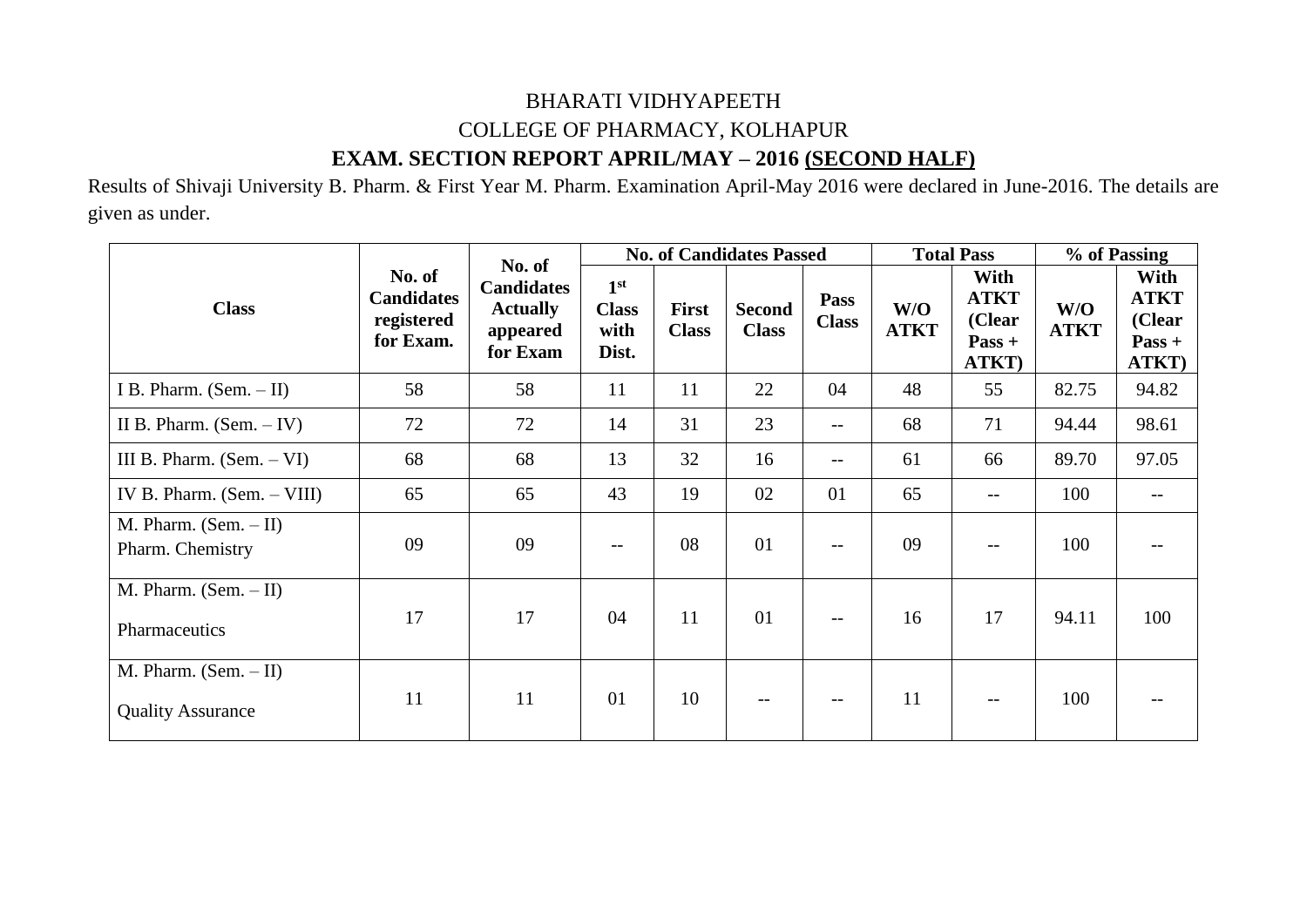BHARATI VIDHYAPEETH

COLLEGE OF PHARMACY, KOLHAPUR

## EXAM. SECTION REPORT APRIL/MAY – 2016 (SECOND HALF)

Results of Shivaji University B. Pharm. & First Year M. Pharm. Examination April-May 2016 were declared in June-2016. The details are given as under.

| Class | No. of Candidates registered for Exam. | No. of Candidates Actually appeared for Exam | No. of Candidates Passed | | | | Total Pass | | % of Passing | |
|---|---|---|---|---|---|---|---|---|---|---|
| | | | 1st Class with Dist. | First Class | Second Class | Pass Class | W/O ATKT | With ATKT (Clear Pass + ATKT) | W/O ATKT | With ATKT (Clear Pass + ATKT) |
| I B. Pharm. (Sem. – II) | 58 | 58 | 11 | 11 | 22 | 04 | 48 | 55 | 82.75 | 94.82 |
| II B. Pharm. (Sem. – IV) | 72 | 72 | 14 | 31 | 23 | -- | 68 | 71 | 94.44 | 98.61 |
| III B. Pharm. (Sem. – VI) | 68 | 68 | 13 | 32 | 16 | -- | 61 | 66 | 89.70 | 97.05 |
| IV B. Pharm. (Sem. – VIII) | 65 | 65 | 43 | 19 | 02 | 01 | 65 | -- | 100 | -- |
| M. Pharm. (Sem. – II) Pharm. Chemistry | 09 | 09 | -- | 08 | 01 | -- | 09 | -- | 100 | -- |
| M. Pharm. (Sem. – II) Pharmaceutics | 17 | 17 | 04 | 11 | 01 | -- | 16 | 17 | 94.11 | 100 |
| M. Pharm. (Sem. – II) Quality Assurance | 11 | 11 | 01 | 10 | -- | -- | 11 | -- | 100 | -- |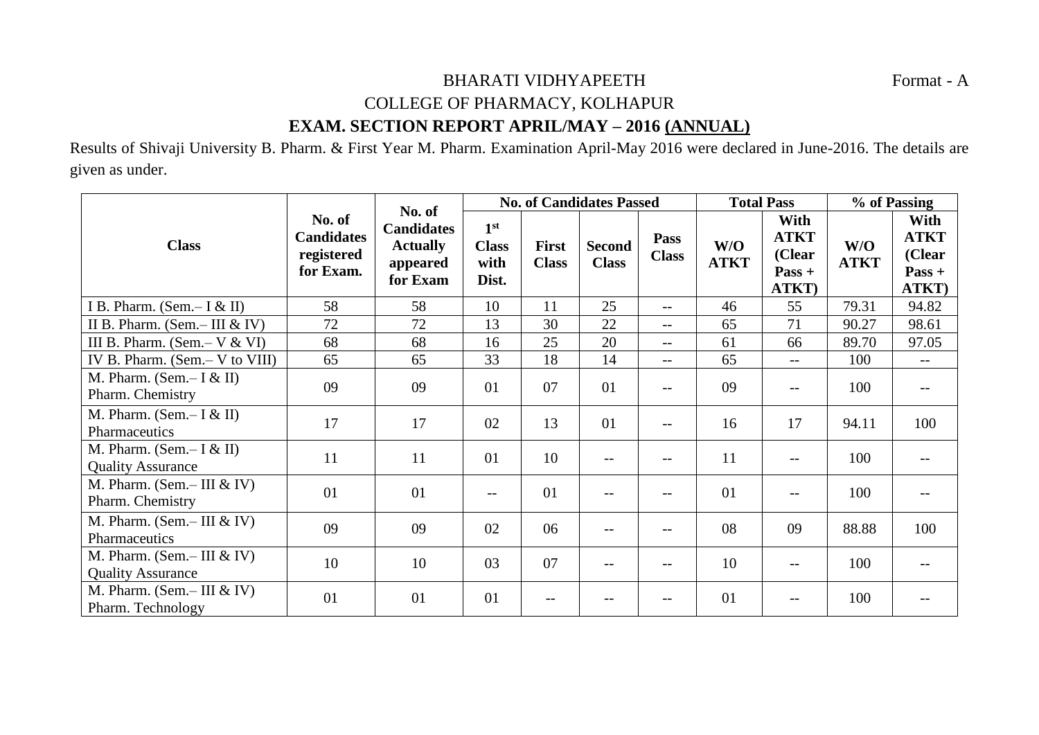BHARATI VIDHYAPEETH

Format - A

COLLEGE OF PHARMACY, KOLHAPUR

**EXAM. SECTION REPORT APRIL/MAY – 2016 (ANNUAL)**

Results of Shivaji University B. Pharm. & First Year M. Pharm. Examination April-May 2016 were declared in June-2016. The details are given as under.

| Class | No. of Candidates registered for Exam. | No. of Candidates Actually appeared for Exam | No. of Candidates Passed | | | | Total Pass | | % of Passing | |
|---|---|---|---|---|---|---|---|---|---|---|
| | | | 1st Class with Dist. | First Class | Second Class | Pass Class | W/O ATKT | With ATKT (Clear Pass + ATKT) | W/O ATKT | With ATKT (Clear Pass + ATKT) |
| I B. Pharm. (Sem.– I & II) | 58 | 58 | 10 | 11 | 25 | -- | 46 | 55 | 79.31 | 94.82 |
| II B. Pharm. (Sem.– III & IV) | 72 | 72 | 13 | 30 | 22 | -- | 65 | 71 | 90.27 | 98.61 |
| III B. Pharm. (Sem.– V & VI) | 68 | 68 | 16 | 25 | 20 | -- | 61 | 66 | 89.70 | 97.05 |
| IV B. Pharm. (Sem.– V to VIII) | 65 | 65 | 33 | 18 | 14 | -- | 65 | -- | 100 | -- |
| M. Pharm. (Sem.– I & II) Pharm. Chemistry | 09 | 09 | 01 | 07 | 01 | -- | 09 | -- | 100 | -- |
| M. Pharm. (Sem.– I & II) Pharmaceutics | 17 | 17 | 02 | 13 | 01 | -- | 16 | 17 | 94.11 | 100 |
| M. Pharm. (Sem.– I & II) Quality Assurance | 11 | 11 | 01 | 10 | -- | -- | 11 | -- | 100 | -- |
| M. Pharm. (Sem.– III & IV) Pharm. Chemistry | 01 | 01 | -- | 01 | -- | -- | 01 | -- | 100 | -- |
| M. Pharm. (Sem.– III & IV) Pharmaceutics | 09 | 09 | 02 | 06 | -- | -- | 08 | 09 | 88.88 | 100 |
| M. Pharm. (Sem.– III & IV) Quality Assurance | 10 | 10 | 03 | 07 | -- | -- | 10 | -- | 100 | -- |
| M. Pharm. (Sem.– III & IV) Pharm. Technology | 01 | 01 | 01 | -- | -- | -- | 01 | -- | 100 | -- |